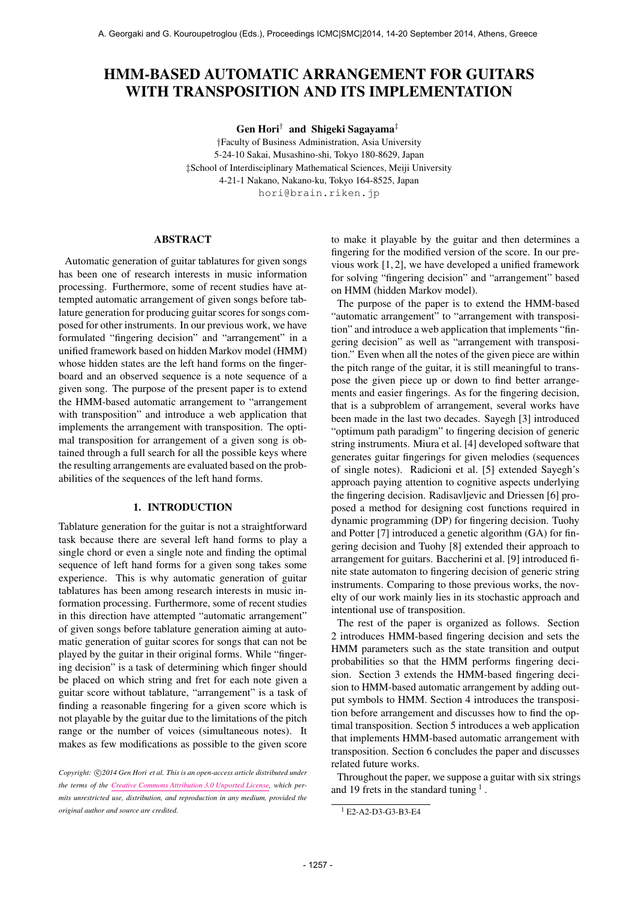# HMM-BASED AUTOMATIC ARRANGEMENT FOR GUITARS WITH TRANSPOSITION AND ITS IMPLEMENTATION

**Gen Hori**† **and Shigeki Sagayama**‡

†Faculty of Business Administration, Asia University
5-24-10 Sakai, Musashino-shi, Tokyo 180-8629, Japan
‡School of Interdisciplinary Mathematical Sciences, Meiji University
4-21-1 Nakano, Nakano-ku, Tokyo 164-8525, Japan
hori@brain.riken.jp

## ABSTRACT

Automatic generation of guitar tablatures for given songs has been one of research interests in music information processing. Furthermore, some of recent studies have attempted automatic arrangement of given songs before tablature generation for producing guitar scores for songs composed for other instruments. In our previous work, we have formulated "fingering decision" and "arrangement" in a unified framework based on hidden Markov model (HMM) whose hidden states are the left hand forms on the fingerboard and an observed sequence is a note sequence of a given song. The purpose of the present paper is to extend the HMM-based automatic arrangement to "arrangement with transposition" and introduce a web application that implements the arrangement with transposition. The optimal transposition for arrangement of a given song is obtained through a full search for all the possible keys where the resulting arrangements are evaluated based on the probabilities of the sequences of the left hand forms.

## 1. INTRODUCTION

Tablature generation for the guitar is not a straightforward task because there are several left hand forms to play a single chord or even a single note and finding the optimal sequence of left hand forms for a given song takes some experience. This is why automatic generation of guitar tablatures has been among research interests in music information processing. Furthermore, some of recent studies in this direction have attempted "automatic arrangement" of given songs before tablature generation aiming at automatic generation of guitar scores for songs that can not be played by the guitar in their original forms. While "fingering decision" is a task of determining which finger should be placed on which string and fret for each note given a guitar score without tablature, "arrangement" is a task of finding a reasonable fingering for a given score which is not playable by the guitar due to the limitations of the pitch range or the number of voices (simultaneous notes). It makes as few modifications as possible to the given score to make it playable by the guitar and then determines a fingering for the modified version of the score. In our previous work [1, 2], we have developed a unified framework for solving "fingering decision" and "arrangement" based on HMM (hidden Markov model).

The purpose of the paper is to extend the HMM-based "automatic arrangement" to "arrangement with transposition" and introduce a web application that implements "fingering decision" as well as "arrangement with transposition." Even when all the notes of the given piece are within the pitch range of the guitar, it is still meaningful to transpose the given piece up or down to find better arrangements and easier fingerings. As for the fingering decision, that is a subproblem of arrangement, several works have been made in the last two decades. Sayegh [3] introduced "optimum path paradigm" to fingering decision of generic string instruments. Miura et al. [4] developed software that generates guitar fingerings for given melodies (sequences of single notes). Radicioni et al. [5] extended Sayegh's approach paying attention to cognitive aspects underlying the fingering decision. Radisavljevic and Driessen [6] proposed a method for designing cost functions required in dynamic programming (DP) for fingering decision. Tuohy and Potter [7] introduced a genetic algorithm (GA) for fingering decision and Tuohy [8] extended their approach to arrangement for guitars. Baccherini et al. [9] introduced finite state automaton to fingering decision of generic string instruments. Comparing to those previous works, the novelty of our work mainly lies in its stochastic approach and intentional use of transposition.

The rest of the paper is organized as follows. Section 2 introduces HMM-based fingering decision and sets the HMM parameters such as the state transition and output probabilities so that the HMM performs fingering decision. Section 3 extends the HMM-based fingering decision to HMM-based automatic arrangement by adding output symbols to HMM. Section 4 introduces the transposition before arrangement and discusses how to find the optimal transposition. Section 5 introduces a web application that implements HMM-based automatic arrangement with transposition. Section 6 concludes the paper and discusses related future works.

Throughout the paper, we suppose a guitar with six strings and 19 frets in the standard tuning [1].

[1] E2-A2-D3-G3-B3-E4

*Copyright: ©2014 Gen Hori et al. This is an open-access article distributed under the terms of the Creative Commons Attribution 3.0 Unported License, which permits unrestricted use, distribution, and reproduction in any medium, provided the original author and source are credited.*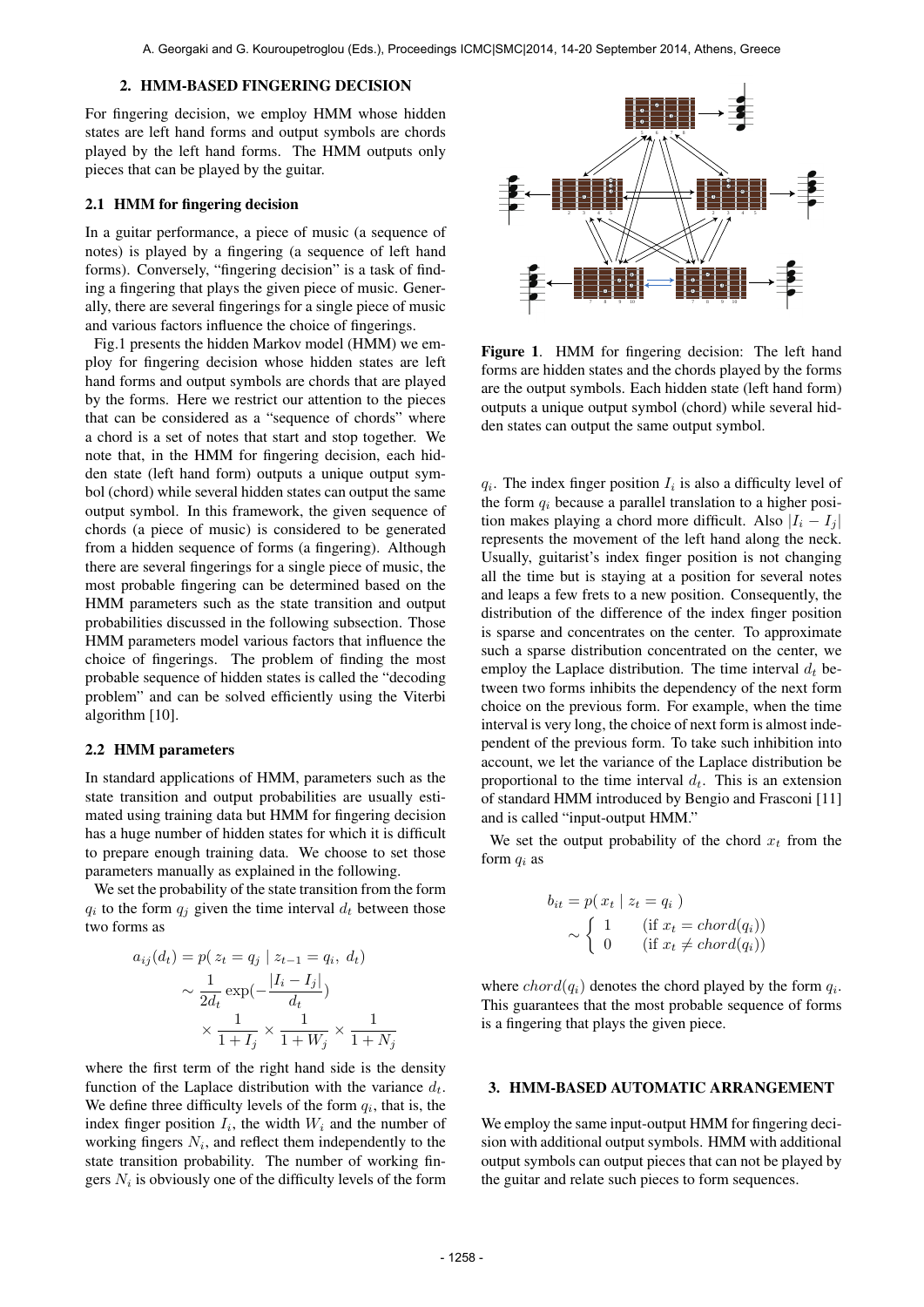## 2. HMM-BASED FINGERING DECISION

For fingering decision, we employ HMM whose hidden states are left hand forms and output symbols are chords played by the left hand forms. The HMM outputs only pieces that can be played by the guitar.

### 2.1 HMM for fingering decision

In a guitar performance, a piece of music (a sequence of notes) is played by a fingering (a sequence of left hand forms). Conversely, "fingering decision" is a task of finding a fingering that plays the given piece of music. Generally, there are several fingerings for a single piece of music and various factors influence the choice of fingerings.

Fig.1 presents the hidden Markov model (HMM) we employ for fingering decision whose hidden states are left hand forms and output symbols are chords that are played by the forms. Here we restrict our attention to the pieces that can be considered as a "sequence of chords" where a chord is a set of notes that start and stop together. We note that, in the HMM for fingering decision, each hidden state (left hand form) outputs a unique output symbol (chord) while several hidden states can output the same output symbol. In this framework, the given sequence of chords (a piece of music) is considered to be generated from a hidden sequence of forms (a fingering). Although there are several fingerings for a single piece of music, the most probable fingering can be determined based on the HMM parameters such as the state transition and output probabilities discussed in the following subsection. Those HMM parameters model various factors that influence the choice of fingerings. The problem of finding the most probable sequence of hidden states is called the "decoding problem" and can be solved efficiently using the Viterbi algorithm [10].

**Figure 1**. HMM for fingering decision: The left hand forms are hidden states and the chords played by the forms are the output symbols. Each hidden state (left hand form) outputs a unique output symbol (chord) while several hidden states can output the same output symbol.

### 2.2 HMM parameters

In standard applications of HMM, parameters such as the state transition and output probabilities are usually estimated using training data but HMM for fingering decision has a huge number of hidden states for which it is difficult to prepare enough training data. We choose to set those parameters manually as explained in the following.

We set the probability of the state transition from the form $q_i$ to the form $q_j$ given the time interval $d_t$ between those two forms as

$$
\begin{aligned}
a_{ij}(d_t) &= p(\, z_t = q_j \mid z_{t-1} = q_i,\ d_t) \\
&\sim \frac{1}{2d_t} \exp(-\frac{|I_i - I_j|}{d_t}) \\
&\quad \times \frac{1}{1+I_j} \times \frac{1}{1+W_j} \times \frac{1}{1+N_j}
\end{aligned}
$$

where the first term of the right hand side is the density function of the Laplace distribution with the variance $d_t$. We define three difficulty levels of the form $q_i$, that is, the index finger position $I_i$, the width $W_i$ and the number of working fingers $N_i$, and reflect them independently to the state transition probability. The number of working fingers $N_i$ is obviously one of the difficulty levels of the form $q_i$. The index finger position $I_i$ is also a difficulty level of the form $q_i$ because a parallel translation to a higher position makes playing a chord more difficult. Also $|I_i - I_j|$ represents the movement of the left hand along the neck. Usually, guitarist's index finger position is not changing all the time but is staying at a position for several notes and leaps a few frets to a new position. Consequently, the distribution of the difference of the index finger position is sparse and concentrates on the center. To approximate such a sparse distribution concentrated on the center, we employ the Laplace distribution. The time interval $d_t$ between two forms inhibits the dependency of the next form choice on the previous form. For example, when the time interval is very long, the choice of next form is almost independent of the previous form. To take such inhibition into account, we let the variance of the Laplace distribution be proportional to the time interval $d_t$. This is an extension of standard HMM introduced by Bengio and Frasconi [11] and is called "input-output HMM."

We set the output probability of the chord $x_t$ from the form $q_i$ as

$$
\begin{aligned}
b_{it} &= p(\, x_t \mid z_t = q_i\,) \\
&\sim \begin{cases} 1 & (\text{if } x_t = chord(q_i)) \\ 0 & (\text{if } x_t \neq chord(q_i)) \end{cases}
\end{aligned}
$$

where $chord(q_i)$ denotes the chord played by the form $q_i$. This guarantees that the most probable sequence of forms is a fingering that plays the given piece.

## 3. HMM-BASED AUTOMATIC ARRANGEMENT

We employ the same input-output HMM for fingering decision with additional output symbols. HMM with additional output symbols can output pieces that can not be played by the guitar and relate such pieces to form sequences.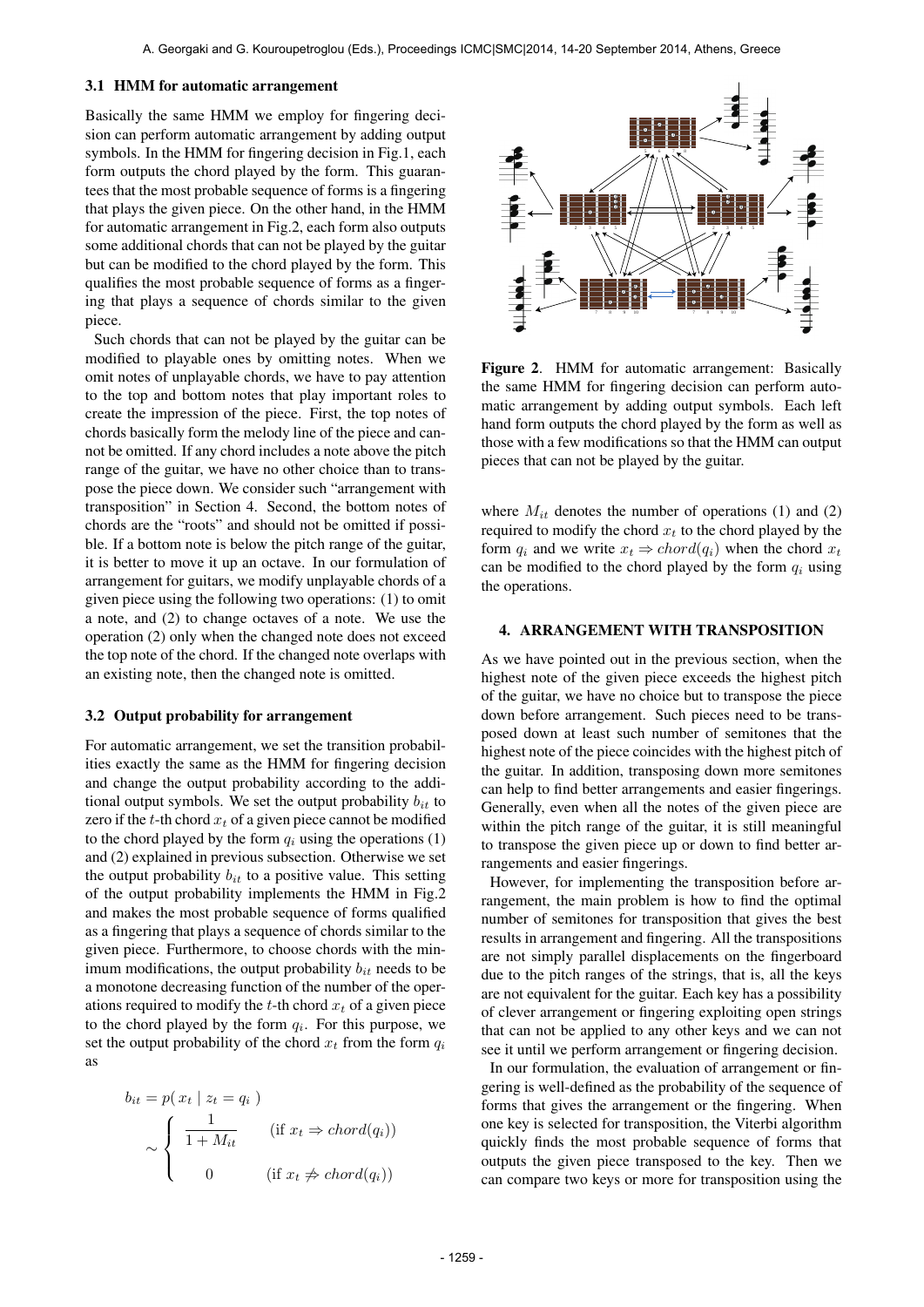### 3.1 HMM for automatic arrangement

Basically the same HMM we employ for fingering decision can perform automatic arrangement by adding output symbols. In the HMM for fingering decision in Fig.1, each form outputs the chord played by the form. This guarantees that the most probable sequence of forms is a fingering that plays the given piece. On the other hand, in the HMM for automatic arrangement in Fig.2, each form also outputs some additional chords that can not be played by the guitar but can be modified to the chord played by the form. This qualifies the most probable sequence of forms as a fingering that plays a sequence of chords similar to the given piece.

Such chords that can not be played by the guitar can be modified to playable ones by omitting notes. When we omit notes of unplayable chords, we have to pay attention to the top and bottom notes that play important roles to create the impression of the piece. First, the top notes of chords basically form the melody line of the piece and cannot be omitted. If any chord includes a note above the pitch range of the guitar, we have no other choice than to transpose the piece down. We consider such "arrangement with transposition" in Section 4. Second, the bottom notes of chords are the "roots" and should not be omitted if possible. If a bottom note is below the pitch range of the guitar, it is better to move it up an octave. In our formulation of arrangement for guitars, we modify unplayable chords of a given piece using the following two operations: (1) to omit a note, and (2) to change octaves of a note. We use the operation (2) only when the changed note does not exceed the top note of the chord. If the changed note overlaps with an existing note, then the changed note is omitted.

### 3.2 Output probability for arrangement

For automatic arrangement, we set the transition probabilities exactly the same as the HMM for fingering decision and change the output probability according to the additional output symbols. We set the output probability $b_{it}$ to zero if the $t$-th chord $x_t$ of a given piece cannot be modified to the chord played by the form $q_i$ using the operations (1) and (2) explained in previous subsection. Otherwise we set the output probability $b_{it}$ to a positive value. This setting of the output probability implements the HMM in Fig.2 and makes the most probable sequence of forms qualified as a fingering that plays a sequence of chords similar to the given piece. Furthermore, to choose chords with the minimum modifications, the output probability $b_{it}$ needs to be a monotone decreasing function of the number of the operations required to modify the $t$-th chord $x_t$ of a given piece to the chord played by the form $q_i$. For this purpose, we set the output probability of the chord $x_t$ from the form $q_i$ as

$$b_{it} = p(\, x_t \mid z_t = q_i \,)$$

$$\sim \begin{cases} \dfrac{1}{1 + M_{it}} & (\text{if } x_t \Rightarrow chord(q_i)) \\ 0 & (\text{if } x_t \not\Rightarrow chord(q_i)) \end{cases}$$

**Figure 2**. HMM for automatic arrangement: Basically the same HMM for fingering decision can perform automatic arrangement by adding output symbols. Each left hand form outputs the chord played by the form as well as those with a few modifications so that the HMM can output pieces that can not be played by the guitar.

where $M_{it}$ denotes the number of operations (1) and (2) required to modify the chord $x_t$ to the chord played by the form $q_i$ and we write $x_t \Rightarrow chord(q_i)$ when the chord $x_t$ can be modified to the chord played by the form $q_i$ using the operations.

## 4. ARRANGEMENT WITH TRANSPOSITION

As we have pointed out in the previous section, when the highest note of the given piece exceeds the highest pitch of the guitar, we have no choice but to transpose the piece down before arrangement. Such pieces need to be transposed down at least such number of semitones that the highest note of the piece coincides with the highest pitch of the guitar. In addition, transposing down more semitones can help to find better arrangements and easier fingerings. Generally, even when all the notes of the given piece are within the pitch range of the guitar, it is still meaningful to transpose the given piece up or down to find better arrangements and easier fingerings.

However, for implementing the transposition before arrangement, the main problem is how to find the optimal number of semitones for transposition that gives the best results in arrangement and fingering. All the transpositions are not simply parallel displacements on the fingerboard due to the pitch ranges of the strings, that is, all the keys are not equivalent for the guitar. Each key has a possibility of clever arrangement or fingering exploiting open strings that can not be applied to any other keys and we can not see it until we perform arrangement or fingering decision.

In our formulation, the evaluation of arrangement or fingering is well-defined as the probability of the sequence of forms that gives the arrangement or the fingering. When one key is selected for transposition, the Viterbi algorithm quickly finds the most probable sequence of forms that outputs the given piece transposed to the key. Then we can compare two keys or more for transposition using the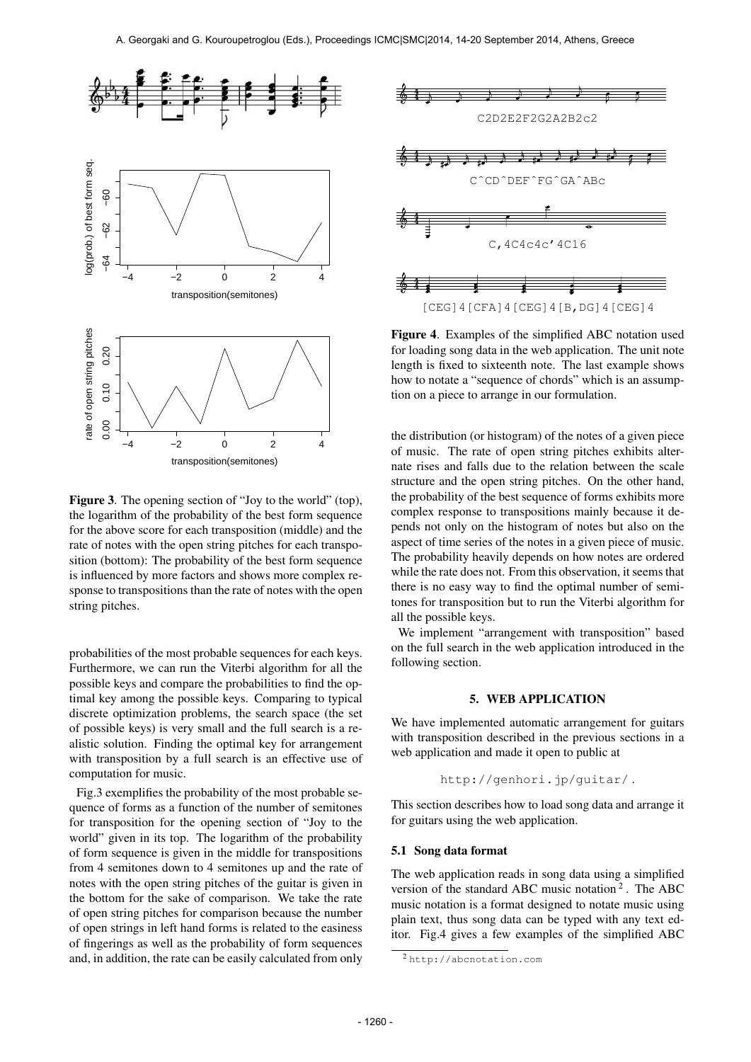Figure 3. The opening section of "Joy to the world" (top), the logarithm of the probability of the best form sequence for the above score for each transposition (middle) and the rate of notes with the open string pitches for each transposition (bottom): The probability of the best form sequence is influenced by more factors and shows more complex response to transpositions than the rate of notes with the open string pitches.

probabilities of the most probable sequences for each keys. Furthermore, we can run the Viterbi algorithm for all the possible keys and compare the probabilities to find the optimal key among the possible keys. Comparing to typical discrete optimization problems, the search space (the set of possible keys) is very small and the full search is a realistic solution. Finding the optimal key for arrangement with transposition by a full search is an effective use of computation for music.

Fig.3 exemplifies the probability of the most probable sequence of forms as a function of the number of semitones for transposition for the opening section of "Joy to the world" given in its top. The logarithm of the probability of form sequence is given in the middle for transpositions from 4 semitones down to 4 semitones up and the rate of notes with the open string pitches of the guitar is given in the bottom for the sake of comparison. We take the rate of open string pitches for comparison because the number of open strings in left hand forms is related to the easiness of fingerings as well as the probability of form sequences and, in addition, the rate can be easily calculated from only the distribution (or histogram) of the notes of a given piece of music. The rate of open string pitches exhibits alternate rises and falls due to the relation between the scale structure and the open string pitches. On the other hand, the probability of the best sequence of forms exhibits more complex response to transpositions mainly because it depends not only on the histogram of notes but also on the aspect of time series of the notes in a given piece of music. The probability heavily depends on how notes are ordered while the rate does not. From this observation, it seems that there is no easy way to find the optimal number of semitones for transposition but to run the Viterbi algorithm for all the possible keys.

We implement "arrangement with transposition" based on the full search in the web application introduced in the following section.

Figure 4. Examples of the simplified ABC notation used for loading song data in the web application. The unit note length is fixed to sixteenth note. The last example shows how to notate a "sequence of chords" which is an assumption on a piece to arrange in our formulation.

## 5. WEB APPLICATION

We have implemented automatic arrangement for guitars with transposition described in the previous sections in a web application and made it open to public at

http://genhori.jp/guitar/ .

This section describes how to load song data and arrange it for guitars using the web application.

### 5.1 Song data format

The web application reads in song data using a simplified version of the standard ABC music notation [2]. The ABC music notation is a format designed to notate music using plain text, thus song data can be typed with any text editor. Fig.4 gives a few examples of the simplified ABC

[2] http://abcnotation.com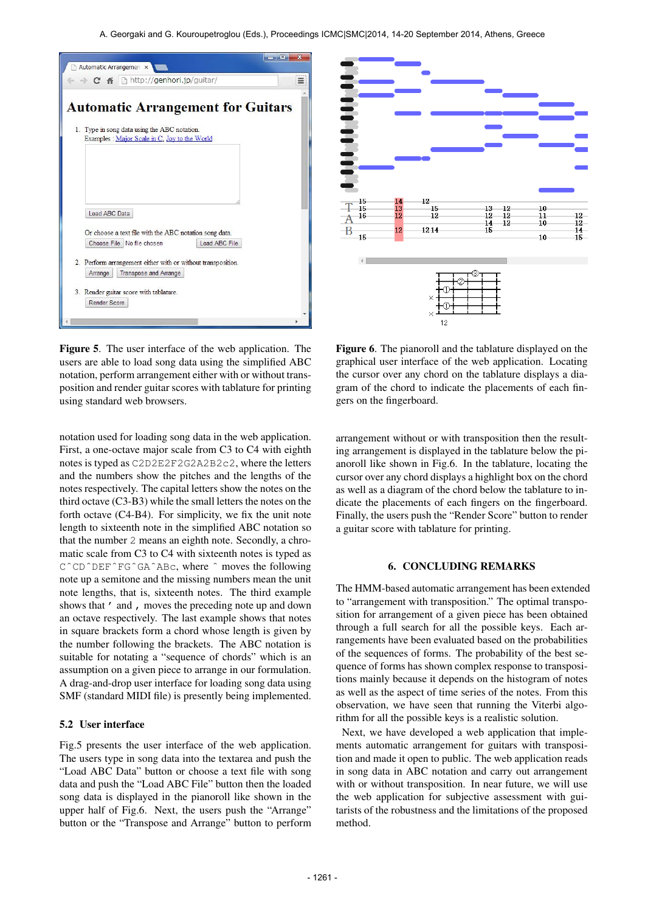**Figure 5**. The user interface of the web application. The users are able to load song data using the simplified ABC notation, perform arrangement either with or without transposition and render guitar scores with tablature for printing using standard web browsers.

**Figure 6**. The pianoroll and the tablature displayed on the graphical user interface of the web application. Locating the cursor over any chord on the tablature displays a diagram of the chord to indicate the placements of each fingers on the fingerboard.

notation used for loading song data in the web application. First, a one-octave major scale from C3 to C4 with eighth notes is typed as `C2D2E2F2G2A2B2c2`, where the letters and the numbers show the pitches and the lengths of the notes respectively. The capital letters show the notes on the third octave (C3-B3) while the small letters the notes on the forth octave (C4-B4). For simplicity, we fix the unit note length to sixteenth note in the simplified ABC notation so that the number `2` means an eighth note. Secondly, a chromatic scale from C3 to C4 with sixteenth notes is typed as `C^CD^DEF^FG^GA^ABc`, where `^` moves the following note up a semitone and the missing numbers mean the unit note lengths, that is, sixteenth notes. The third example shows that `'` and `,` moves the preceding note up and down an octave respectively. The last example shows that notes in square brackets form a chord whose length is given by the number following the brackets. The ABC notation is suitable for notating a "sequence of chords" which is an assumption on a given piece to arrange in our formulation. A drag-and-drop user interface for loading song data using SMF (standard MIDI file) is presently being implemented.

### 5.2 User interface

Fig.5 presents the user interface of the web application. The users type in song data into the textarea and push the "Load ABC Data" button or choose a text file with song data and push the "Load ABC File" button then the loaded song data is displayed in the pianoroll like shown in the upper half of Fig.6. Next, the users push the "Arrange" button or the "Transpose and Arrange" button to perform arrangement without or with transposition then the resulting arrangement is displayed in the tablature below the pianoroll like shown in Fig.6. In the tablature, locating the cursor over any chord displays a highlight box on the chord as well as a diagram of the chord below the tablature to indicate the placements of each fingers on the fingerboard. Finally, the users push the "Render Score" button to render a guitar score with tablature for printing.

## 6. CONCLUDING REMARKS

The HMM-based automatic arrangement has been extended to "arrangement with transposition." The optimal transposition for arrangement of a given piece has been obtained through a full search for all the possible keys. Each arrangements have been evaluated based on the probabilities of the sequences of forms. The probability of the best sequence of forms has shown complex response to transpositions mainly because it depends on the histogram of notes as well as the aspect of time series of the notes. From this observation, we have seen that running the Viterbi algorithm for all the possible keys is a realistic solution.

Next, we have developed a web application that implements automatic arrangement for guitars with transposition and made it open to public. The web application reads in song data in ABC notation and carry out arrangement with or without transposition. In near future, we will use the web application for subjective assessment with guitarists of the robustness and the limitations of the proposed method.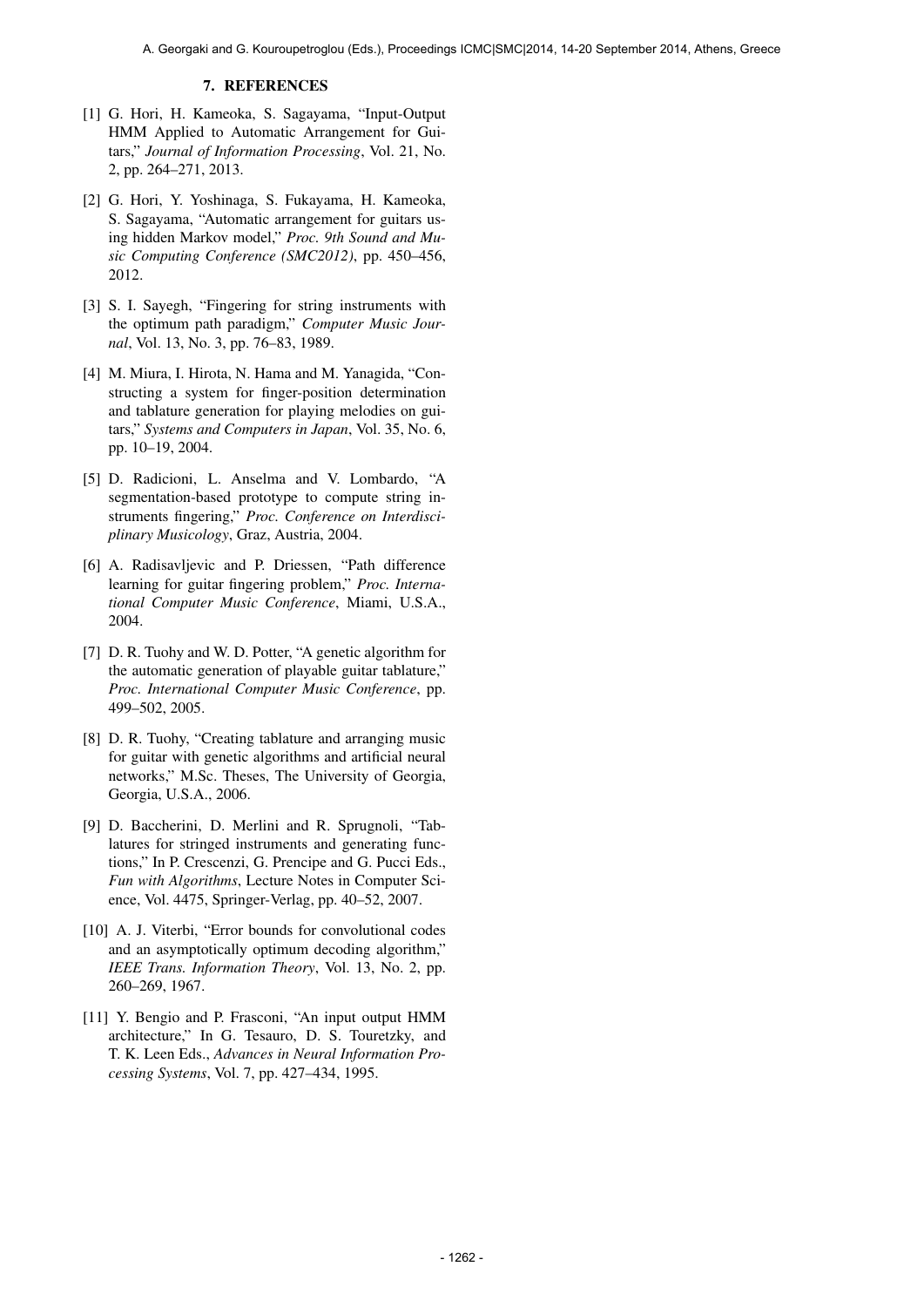## 7. REFERENCES

[1] G. Hori, H. Kameoka, S. Sagayama, "Input-Output HMM Applied to Automatic Arrangement for Guitars," *Journal of Information Processing*, Vol. 21, No. 2, pp. 264–271, 2013.

[2] G. Hori, Y. Yoshinaga, S. Fukayama, H. Kameoka, S. Sagayama, "Automatic arrangement for guitars using hidden Markov model," *Proc. 9th Sound and Music Computing Conference (SMC2012)*, pp. 450–456, 2012.

[3] S. I. Sayegh, "Fingering for string instruments with the optimum path paradigm," *Computer Music Journal*, Vol. 13, No. 3, pp. 76–83, 1989.

[4] M. Miura, I. Hirota, N. Hama and M. Yanagida, "Constructing a system for finger-position determination and tablature generation for playing melodies on guitars," *Systems and Computers in Japan*, Vol. 35, No. 6, pp. 10–19, 2004.

[5] D. Radicioni, L. Anselma and V. Lombardo, "A segmentation-based prototype to compute string instruments fingering," *Proc. Conference on Interdisciplinary Musicology*, Graz, Austria, 2004.

[6] A. Radisavljevic and P. Driessen, "Path difference learning for guitar fingering problem," *Proc. International Computer Music Conference*, Miami, U.S.A., 2004.

[7] D. R. Tuohy and W. D. Potter, "A genetic algorithm for the automatic generation of playable guitar tablature," *Proc. International Computer Music Conference*, pp. 499–502, 2005.

[8] D. R. Tuohy, "Creating tablature and arranging music for guitar with genetic algorithms and artificial neural networks," M.Sc. Theses, The University of Georgia, Georgia, U.S.A., 2006.

[9] D. Baccherini, D. Merlini and R. Sprugnoli, "Tablatures for stringed instruments and generating functions," In P. Crescenzi, G. Prencipe and G. Pucci Eds., *Fun with Algorithms*, Lecture Notes in Computer Science, Vol. 4475, Springer-Verlag, pp. 40–52, 2007.

[10] A. J. Viterbi, "Error bounds for convolutional codes and an asymptotically optimum decoding algorithm," *IEEE Trans. Information Theory*, Vol. 13, No. 2, pp. 260–269, 1967.

[11] Y. Bengio and P. Frasconi, "An input output HMM architecture," In G. Tesauro, D. S. Touretzky, and T. K. Leen Eds., *Advances in Neural Information Processing Systems*, Vol. 7, pp. 427–434, 1995.